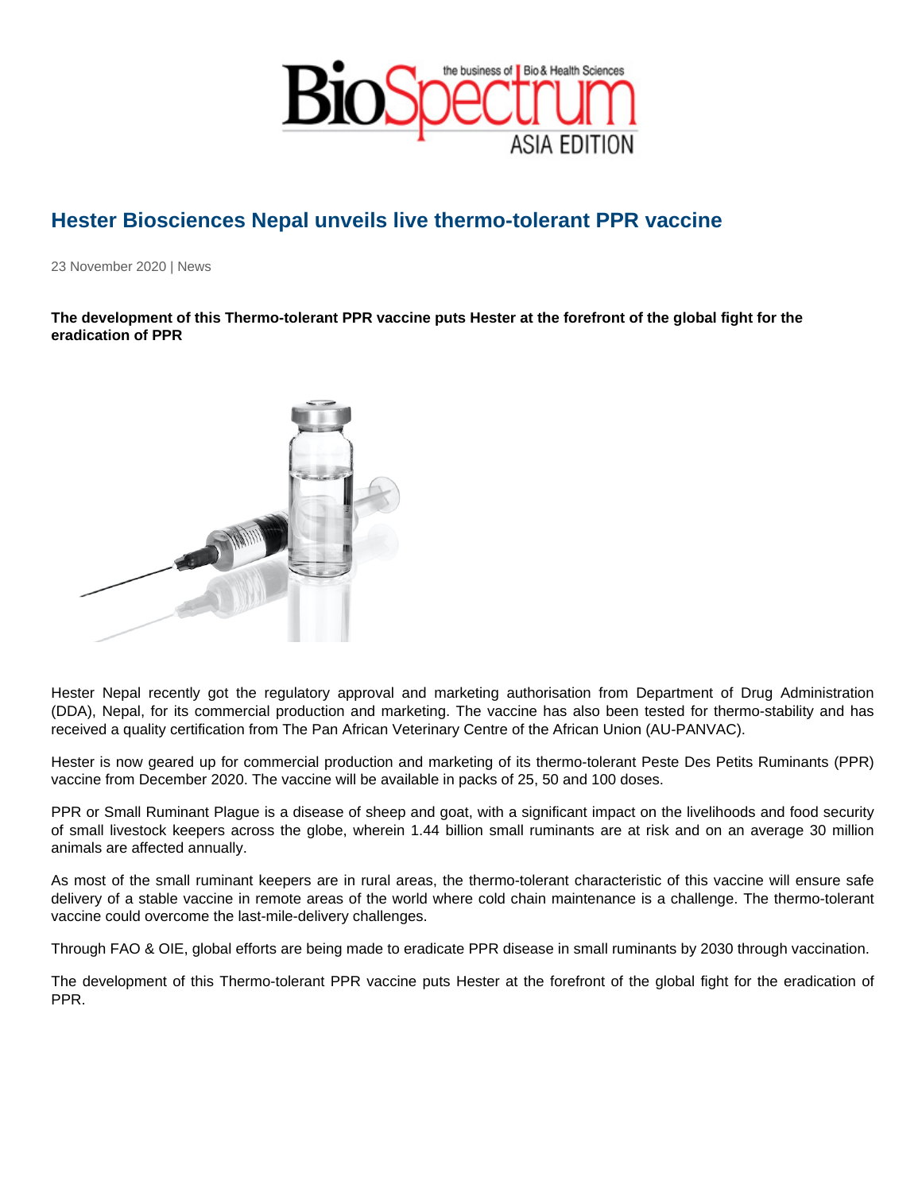# Hester Biosciences Nepal unveils live thermo-tolerant PPR vaccine

23 November 2020 | News

**The development of this Thermo-tolerant PPR vaccine puts Hester at the forefront of the global fight for the eradication of PPR**

Hester Nepal recently got the regulatory approval and marketing authorisation from Department of Drug Administration (DDA), Nepal, for its commercial production and marketing. The vaccine has also been tested for thermo-stability and has received a quality certification from The Pan African Veterinary Centre of the African Union (AU-PANVAC).

Hester is now geared up for commercial production and marketing of its thermo-tolerant Peste Des Petits Ruminants (PPR) vaccine from December 2020. The vaccine will be available in packs of 25, 50 and 100 doses.

PPR or Small Ruminant Plague is a disease of sheep and goat, with a significant impact on the livelihoods and food security of small livestock keepers across the globe, wherein 1.44 billion small ruminants are at risk and on an average 30 million animals are affected annually.

As most of the small ruminant keepers are in rural areas, the thermo-tolerant characteristic of this vaccine will ensure safe delivery of a stable vaccine in remote areas of the world where cold chain maintenance is a challenge. The thermo-tolerant vaccine could overcome the last-mile-delivery challenges.

Through FAO & OIE, global efforts are being made to eradicate PPR disease in small ruminants by 2030 through vaccination.

The development of this Thermo-tolerant PPR vaccine puts Hester at the forefront of the global fight for the eradication of PPR.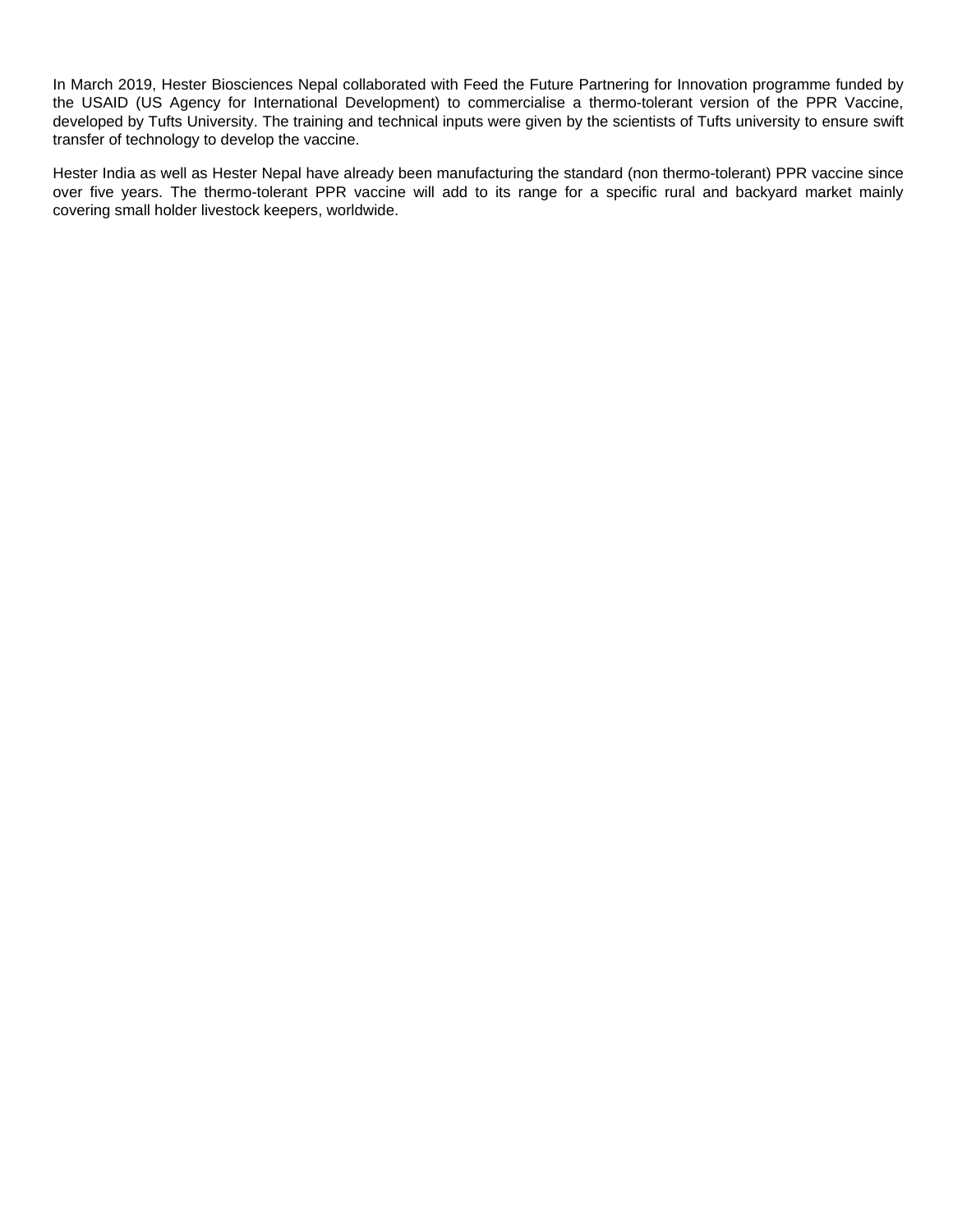In March 2019, Hester Biosciences Nepal collaborated with Feed the Future Partnering for Innovation programme funded by the USAID (US Agency for International Development) to commercialise a thermo-tolerant version of the PPR Vaccine, developed by Tufts University. The training and technical inputs were given by the scientists of Tufts university to ensure swift transfer of technology to develop the vaccine.

Hester India as well as Hester Nepal have already been manufacturing the standard (non thermo-tolerant) PPR vaccine since over five years. The thermo-tolerant PPR vaccine will add to its range for a specific rural and backyard market mainly covering small holder livestock keepers, worldwide.